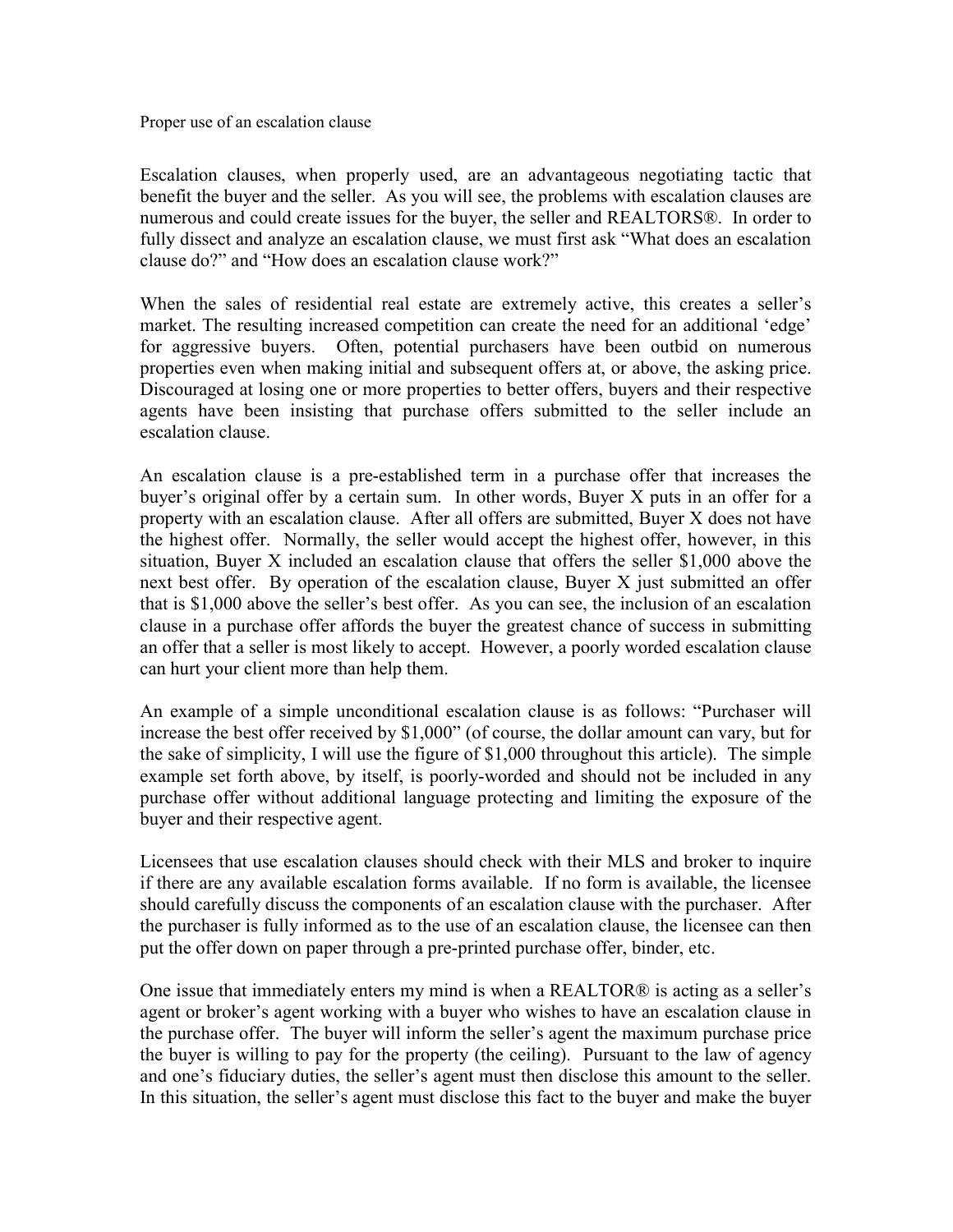Proper use of an escalation clause

Escalation clauses, when properly used, are an advantageous negotiating tactic that benefit the buyer and the seller. As you will see, the problems with escalation clauses are numerous and could create issues for the buyer, the seller and REALTORS®. In order to fully dissect and analyze an escalation clause, we must first ask "What does an escalation clause do?" and "How does an escalation clause work?"

When the sales of residential real estate are extremely active, this creates a seller's market. The resulting increased competition can create the need for an additional 'edge' for aggressive buyers. Often, potential purchasers have been outbid on numerous properties even when making initial and subsequent offers at, or above, the asking price. Discouraged at losing one or more properties to better offers, buyers and their respective agents have been insisting that purchase offers submitted to the seller include an escalation clause.

An escalation clause is a pre-established term in a purchase offer that increases the buyer's original offer by a certain sum. In other words, Buyer X puts in an offer for a property with an escalation clause. After all offers are submitted, Buyer X does not have the highest offer. Normally, the seller would accept the highest offer, however, in this situation, Buyer X included an escalation clause that offers the seller $1,000 above the next best offer. By operation of the escalation clause, Buyer X just submitted an offer that is $1,000 above the seller's best offer. As you can see, the inclusion of an escalation clause in a purchase offer affords the buyer the greatest chance of success in submitting an offer that a seller is most likely to accept. However, a poorly worded escalation clause can hurt your client more than help them.

An example of a simple unconditional escalation clause is as follows: "Purchaser will increase the best offer received by $1,000" (of course, the dollar amount can vary, but for the sake of simplicity, I will use the figure of $1,000 throughout this article). The simple example set forth above, by itself, is poorly-worded and should not be included in any purchase offer without additional language protecting and limiting the exposure of the buyer and their respective agent.

Licensees that use escalation clauses should check with their MLS and broker to inquire if there are any available escalation forms available. If no form is available, the licensee should carefully discuss the components of an escalation clause with the purchaser. After the purchaser is fully informed as to the use of an escalation clause, the licensee can then put the offer down on paper through a pre-printed purchase offer, binder, etc.

One issue that immediately enters my mind is when a REALTOR® is acting as a seller's agent or broker's agent working with a buyer who wishes to have an escalation clause in the purchase offer. The buyer will inform the seller's agent the maximum purchase price the buyer is willing to pay for the property (the ceiling). Pursuant to the law of agency and one's fiduciary duties, the seller's agent must then disclose this amount to the seller. In this situation, the seller's agent must disclose this fact to the buyer and make the buyer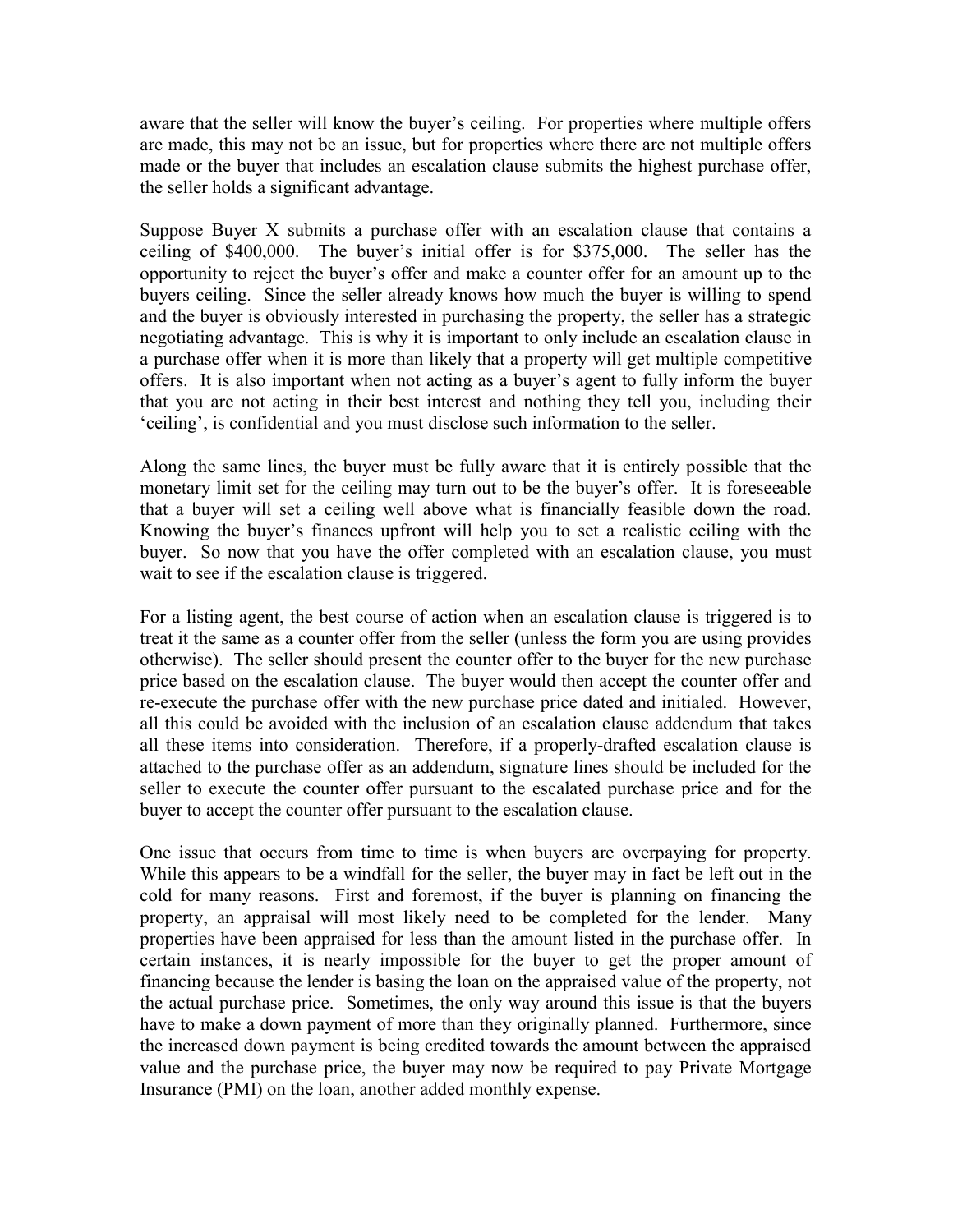aware that the seller will know the buyer's ceiling. For properties where multiple offers are made, this may not be an issue, but for properties where there are not multiple offers made or the buyer that includes an escalation clause submits the highest purchase offer, the seller holds a significant advantage.

Suppose Buyer X submits a purchase offer with an escalation clause that contains a ceiling of $400,000. The buyer's initial offer is for $375,000. The seller has the opportunity to reject the buyer's offer and make a counter offer for an amount up to the buyers ceiling. Since the seller already knows how much the buyer is willing to spend and the buyer is obviously interested in purchasing the property, the seller has a strategic negotiating advantage. This is why it is important to only include an escalation clause in a purchase offer when it is more than likely that a property will get multiple competitive offers. It is also important when not acting as a buyer's agent to fully inform the buyer that you are not acting in their best interest and nothing they tell you, including their 'ceiling', is confidential and you must disclose such information to the seller.

Along the same lines, the buyer must be fully aware that it is entirely possible that the monetary limit set for the ceiling may turn out to be the buyer's offer. It is foreseeable that a buyer will set a ceiling well above what is financially feasible down the road. Knowing the buyer's finances upfront will help you to set a realistic ceiling with the buyer. So now that you have the offer completed with an escalation clause, you must wait to see if the escalation clause is triggered.

For a listing agent, the best course of action when an escalation clause is triggered is to treat it the same as a counter offer from the seller (unless the form you are using provides otherwise). The seller should present the counter offer to the buyer for the new purchase price based on the escalation clause. The buyer would then accept the counter offer and re-execute the purchase offer with the new purchase price dated and initialed. However, all this could be avoided with the inclusion of an escalation clause addendum that takes all these items into consideration. Therefore, if a properly-drafted escalation clause is attached to the purchase offer as an addendum, signature lines should be included for the seller to execute the counter offer pursuant to the escalated purchase price and for the buyer to accept the counter offer pursuant to the escalation clause.

One issue that occurs from time to time is when buyers are overpaying for property. While this appears to be a windfall for the seller, the buyer may in fact be left out in the cold for many reasons. First and foremost, if the buyer is planning on financing the property, an appraisal will most likely need to be completed for the lender. Many properties have been appraised for less than the amount listed in the purchase offer. In certain instances, it is nearly impossible for the buyer to get the proper amount of financing because the lender is basing the loan on the appraised value of the property, not the actual purchase price. Sometimes, the only way around this issue is that the buyers have to make a down payment of more than they originally planned. Furthermore, since the increased down payment is being credited towards the amount between the appraised value and the purchase price, the buyer may now be required to pay Private Mortgage Insurance (PMI) on the loan, another added monthly expense.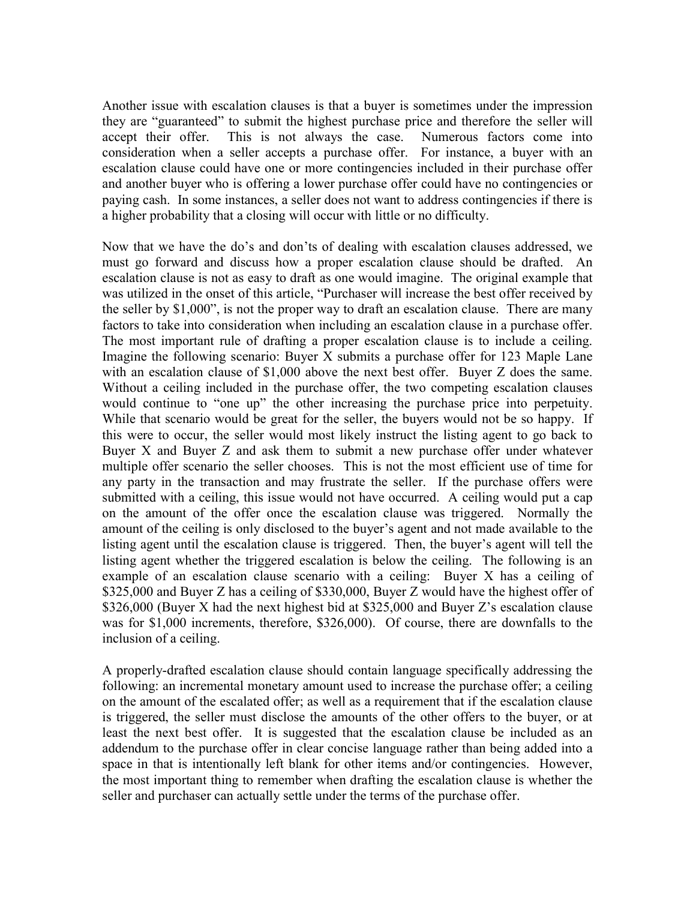Another issue with escalation clauses is that a buyer is sometimes under the impression they are "guaranteed" to submit the highest purchase price and therefore the seller will accept their offer. This is not always the case. Numerous factors come into consideration when a seller accepts a purchase offer. For instance, a buyer with an escalation clause could have one or more contingencies included in their purchase offer and another buyer who is offering a lower purchase offer could have no contingencies or paying cash. In some instances, a seller does not want to address contingencies if there is a higher probability that a closing will occur with little or no difficulty.

Now that we have the do's and don'ts of dealing with escalation clauses addressed, we must go forward and discuss how a proper escalation clause should be drafted. An escalation clause is not as easy to draft as one would imagine. The original example that was utilized in the onset of this article, "Purchaser will increase the best offer received by the seller by $1,000", is not the proper way to draft an escalation clause. There are many factors to take into consideration when including an escalation clause in a purchase offer. The most important rule of drafting a proper escalation clause is to include a ceiling. Imagine the following scenario: Buyer X submits a purchase offer for 123 Maple Lane with an escalation clause of $1,000 above the next best offer. Buyer Z does the same. Without a ceiling included in the purchase offer, the two competing escalation clauses would continue to "one up" the other increasing the purchase price into perpetuity. While that scenario would be great for the seller, the buyers would not be so happy. If this were to occur, the seller would most likely instruct the listing agent to go back to Buyer X and Buyer Z and ask them to submit a new purchase offer under whatever multiple offer scenario the seller chooses. This is not the most efficient use of time for any party in the transaction and may frustrate the seller. If the purchase offers were submitted with a ceiling, this issue would not have occurred. A ceiling would put a cap on the amount of the offer once the escalation clause was triggered. Normally the amount of the ceiling is only disclosed to the buyer's agent and not made available to the listing agent until the escalation clause is triggered. Then, the buyer's agent will tell the listing agent whether the triggered escalation is below the ceiling. The following is an example of an escalation clause scenario with a ceiling: Buyer X has a ceiling of $325,000 and Buyer Z has a ceiling of $330,000, Buyer Z would have the highest offer of $326,000 (Buyer X had the next highest bid at $325,000 and Buyer Z's escalation clause was for $1,000 increments, therefore, $326,000). Of course, there are downfalls to the inclusion of a ceiling.

A properly-drafted escalation clause should contain language specifically addressing the following: an incremental monetary amount used to increase the purchase offer; a ceiling on the amount of the escalated offer; as well as a requirement that if the escalation clause is triggered, the seller must disclose the amounts of the other offers to the buyer, or at least the next best offer. It is suggested that the escalation clause be included as an addendum to the purchase offer in clear concise language rather than being added into a space in that is intentionally left blank for other items and/or contingencies. However, the most important thing to remember when drafting the escalation clause is whether the seller and purchaser can actually settle under the terms of the purchase offer.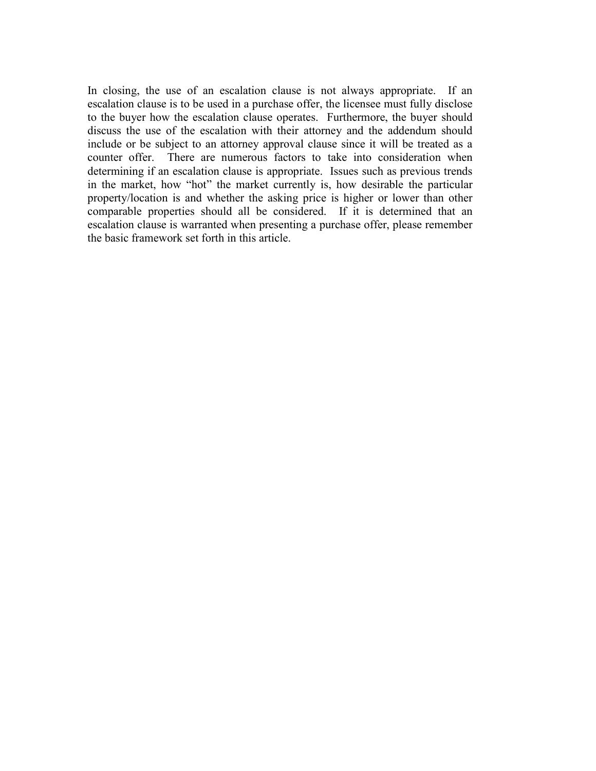In closing, the use of an escalation clause is not always appropriate. If an escalation clause is to be used in a purchase offer, the licensee must fully disclose to the buyer how the escalation clause operates. Furthermore, the buyer should discuss the use of the escalation with their attorney and the addendum should include or be subject to an attorney approval clause since it will be treated as a counter offer. There are numerous factors to take into consideration when determining if an escalation clause is appropriate. Issues such as previous trends in the market, how "hot" the market currently is, how desirable the particular property/location is and whether the asking price is higher or lower than other comparable properties should all be considered. If it is determined that an escalation clause is warranted when presenting a purchase offer, please remember the basic framework set forth in this article.